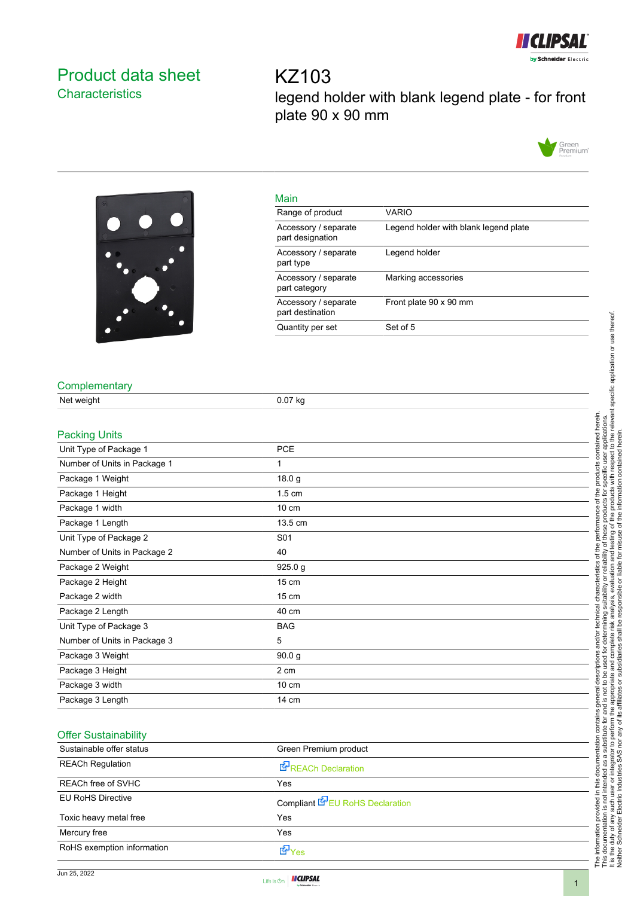# Product data sheet

## Characteristics

# KZ103

legend holder with blank legend plate - for front plate 90 x 90 mm

## Main

| | |
|---|---|
| Range of product | VARIO |
| Accessory / separate part designation | Legend holder with blank legend plate |
| Accessory / separate part type | Legend holder |
| Accessory / separate part category | Marking accessories |
| Accessory / separate part destination | Front plate 90 x 90 mm |
| Quantity per set | Set of 5 |

## Complementary

| | |
|---|---|
| Net weight | 0.07 kg |

## Packing Units

| | |
|---|---|
| Unit Type of Package 1 | PCE |
| Number of Units in Package 1 | 1 |
| Package 1 Weight | 18.0 g |
| Package 1 Height | 1.5 cm |
| Package 1 width | 10 cm |
| Package 1 Length | 13.5 cm |
| Unit Type of Package 2 | S01 |
| Number of Units in Package 2 | 40 |
| Package 2 Weight | 925.0 g |
| Package 2 Height | 15 cm |
| Package 2 width | 15 cm |
| Package 2 Length | 40 cm |
| Unit Type of Package 3 | BAG |
| Number of Units in Package 3 | 5 |
| Package 3 Weight | 90.0 g |
| Package 3 Height | 2 cm |
| Package 3 width | 10 cm |
| Package 3 Length | 14 cm |

## Offer Sustainability

| | |
|---|---|
| Sustainable offer status | Green Premium product |
| REACh Regulation | REACh Declaration |
| REACh free of SVHC | Yes |
| EU RoHS Directive | Compliant EU RoHS Declaration |
| Toxic heavy metal free | Yes |
| Mercury free | Yes |
| RoHS exemption information | Yes |

The information provided in this documentation contains general descriptions and/or technical characteristics of the performance of the products contained herein. This documentation is not intended as a substitute for and is not to be used for determining suitability or reliability of these products for specific user applications. It is the duty of any such user or integrator to perform the appropriate and complete risk analysis, evaluation and testing of the products with respect to the relevant specific application or use thereof. Neither Schneider Electric Industries SAS nor any of its affiliates or subsidiaries shall be responsible or liable for misuse of the information contained herein.

Jun 25, 2022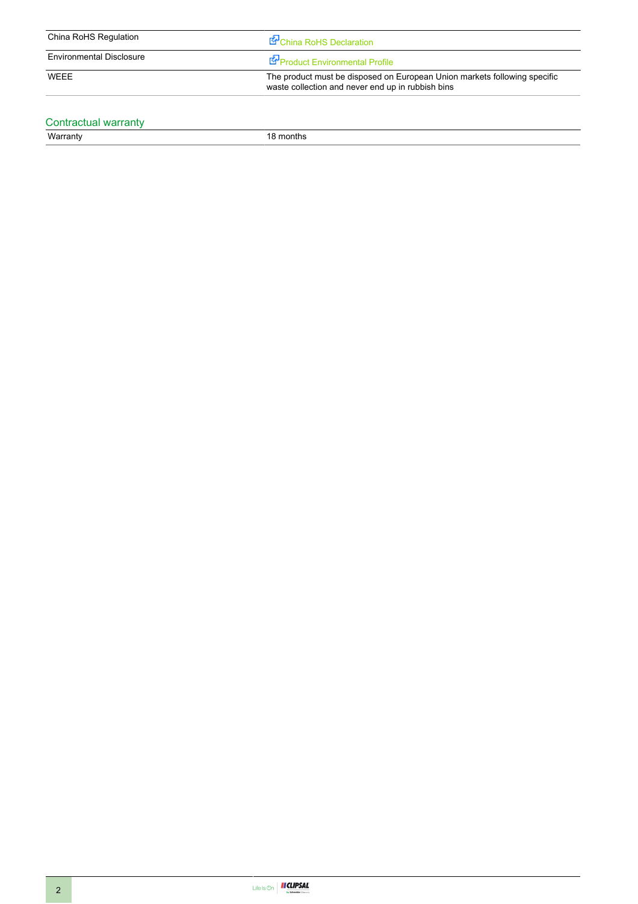| | |
|---|---|
| China RoHS Regulation | China RoHS Declaration |
| Environmental Disclosure | Product Environmental Profile |
| WEEE | The product must be disposed on European Union markets following specific waste collection and never end up in rubbish bins |

## Contractual warranty

| | |
|---|---|
| Warranty | 18 months |